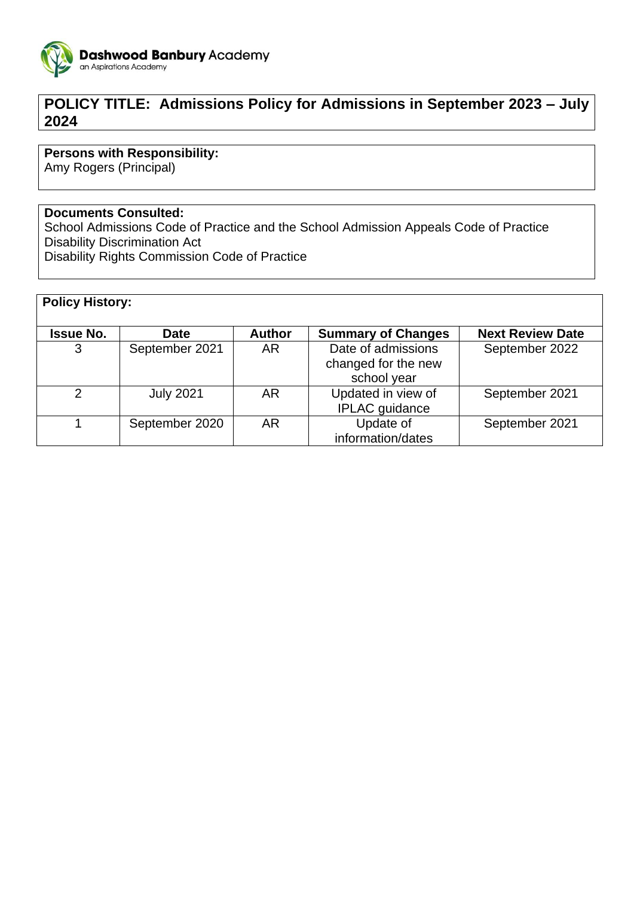**Dashwood Banbury Academy**
an Aspirations Academy

# POLICY TITLE: Admissions Policy for Admissions in September 2023 – July 2024

**Persons with Responsibility:**
Amy Rogers (Principal)

**Documents Consulted:**
School Admissions Code of Practice and the School Admission Appeals Code of Practice
Disability Discrimination Act
Disability Rights Commission Code of Practice

**Policy History:**

| Issue No. | Date | Author | Summary of Changes | Next Review Date |
|---|---|---|---|---|
| 3 | September 2021 | AR | Date of admissions changed for the new school year | September 2022 |
| 2 | July 2021 | AR | Updated in view of IPLAC guidance | September 2021 |
| 1 | September 2020 | AR | Update of information/dates | September 2021 |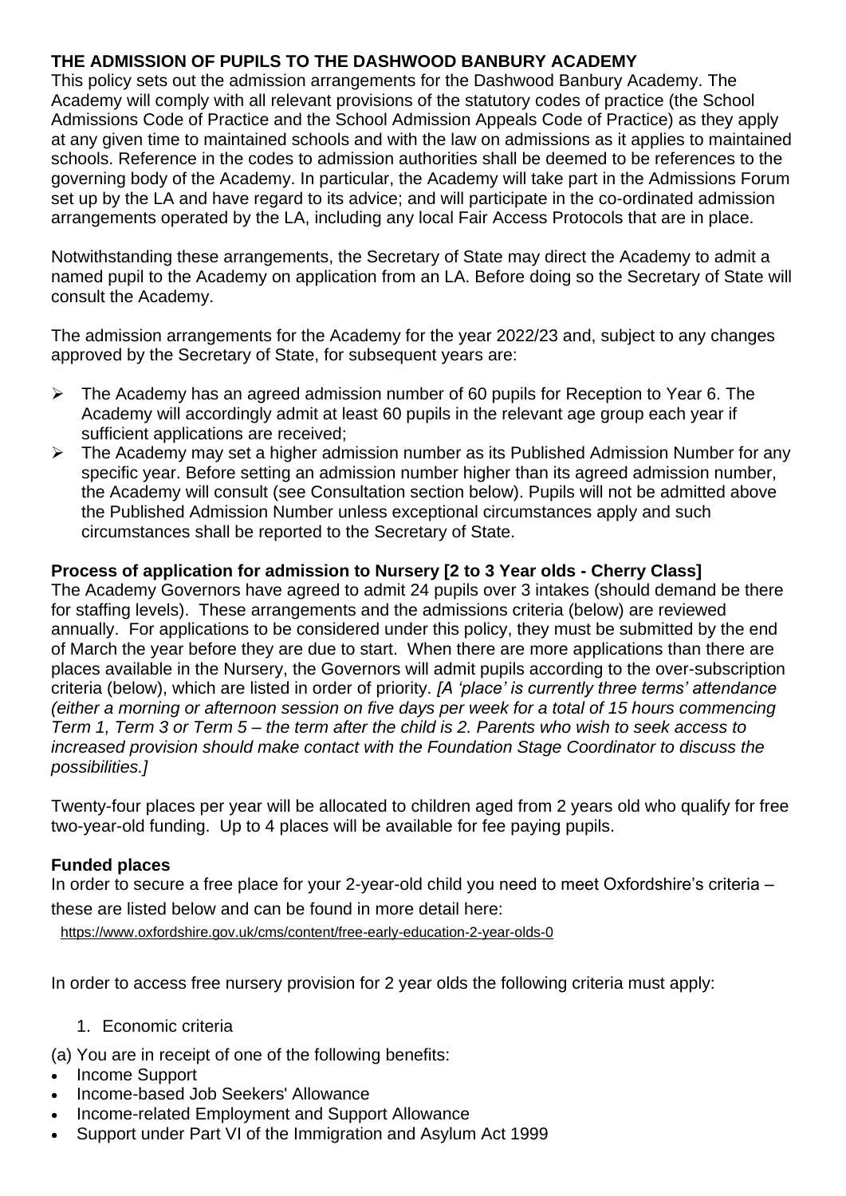**THE ADMISSION OF PUPILS TO THE DASHWOOD BANBURY ACADEMY**

This policy sets out the admission arrangements for the Dashwood Banbury Academy. The Academy will comply with all relevant provisions of the statutory codes of practice (the School Admissions Code of Practice and the School Admission Appeals Code of Practice) as they apply at any given time to maintained schools and with the law on admissions as it applies to maintained schools. Reference in the codes to admission authorities shall be deemed to be references to the governing body of the Academy. In particular, the Academy will take part in the Admissions Forum set up by the LA and have regard to its advice; and will participate in the co-ordinated admission arrangements operated by the LA, including any local Fair Access Protocols that are in place.

Notwithstanding these arrangements, the Secretary of State may direct the Academy to admit a named pupil to the Academy on application from an LA. Before doing so the Secretary of State will consult the Academy.

The admission arrangements for the Academy for the year 2022/23 and, subject to any changes approved by the Secretary of State, for subsequent years are:

- The Academy has an agreed admission number of 60 pupils for Reception to Year 6. The Academy will accordingly admit at least 60 pupils in the relevant age group each year if sufficient applications are received;
- The Academy may set a higher admission number as its Published Admission Number for any specific year. Before setting an admission number higher than its agreed admission number, the Academy will consult (see Consultation section below). Pupils will not be admitted above the Published Admission Number unless exceptional circumstances apply and such circumstances shall be reported to the Secretary of State.

**Process of application for admission to Nursery [2 to 3 Year olds - Cherry Class]**

The Academy Governors have agreed to admit 24 pupils over 3 intakes (should demand be there for staffing levels). These arrangements and the admissions criteria (below) are reviewed annually. For applications to be considered under this policy, they must be submitted by the end of March the year before they are due to start. When there are more applications than there are places available in the Nursery, the Governors will admit pupils according to the over-subscription criteria (below), which are listed in order of priority. *[A 'place' is currently three terms' attendance (either a morning or afternoon session on five days per week for a total of 15 hours commencing Term 1, Term 3 or Term 5 – the term after the child is 2. Parents who wish to seek access to increased provision should make contact with the Foundation Stage Coordinator to discuss the possibilities.]*

Twenty-four places per year will be allocated to children aged from 2 years old who qualify for free two-year-old funding. Up to 4 places will be available for fee paying pupils.

**Funded places**

In order to secure a free place for your 2-year-old child you need to meet Oxfordshire's criteria – these are listed below and can be found in more detail here:

https://www.oxfordshire.gov.uk/cms/content/free-early-education-2-year-olds-0

In order to access free nursery provision for 2 year olds the following criteria must apply:

1. Economic criteria

(a) You are in receipt of one of the following benefits:

- Income Support
- Income-based Job Seekers' Allowance
- Income-related Employment and Support Allowance
- Support under Part VI of the Immigration and Asylum Act 1999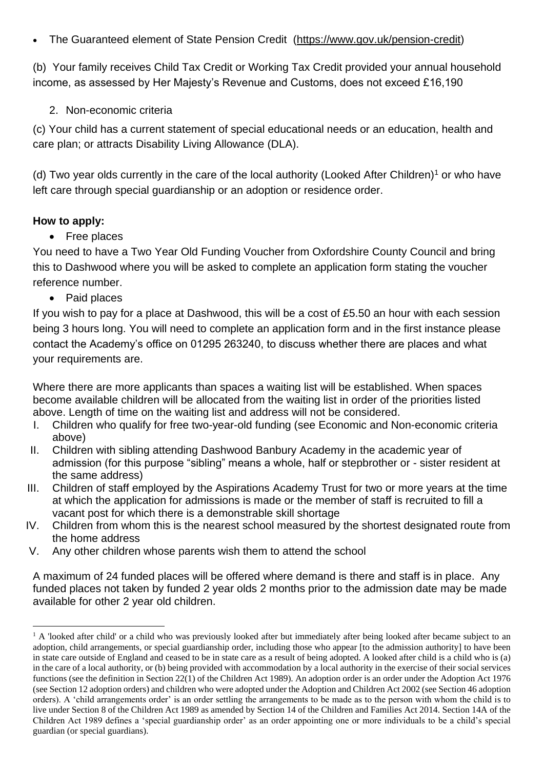- The Guaranteed element of State Pension Credit (https://www.gov.uk/pension-credit)

(b) Your family receives Child Tax Credit or Working Tax Credit provided your annual household income, as assessed by Her Majesty's Revenue and Customs, does not exceed £16,190

2. Non-economic criteria

(c) Your child has a current statement of special educational needs or an education, health and care plan; or attracts Disability Living Allowance (DLA).

(d) Two year olds currently in the care of the local authority (Looked After Children)[1] or who have left care through special guardianship or an adoption or residence order.

**How to apply:**

- Free places

You need to have a Two Year Old Funding Voucher from Oxfordshire County Council and bring this to Dashwood where you will be asked to complete an application form stating the voucher reference number.

- Paid places

If you wish to pay for a place at Dashwood, this will be a cost of £5.50 an hour with each session being 3 hours long. You will need to complete an application form and in the first instance please contact the Academy's office on 01295 263240, to discuss whether there are places and what your requirements are.

Where there are more applicants than spaces a waiting list will be established. When spaces become available children will be allocated from the waiting list in order of the priorities listed above. Length of time on the waiting list and address will not be considered.

I. Children who qualify for free two-year-old funding (see Economic and Non-economic criteria above)
II. Children with sibling attending Dashwood Banbury Academy in the academic year of admission (for this purpose "sibling" means a whole, half or stepbrother or - sister resident at the same address)
III. Children of staff employed by the Aspirations Academy Trust for two or more years at the time at which the application for admissions is made or the member of staff is recruited to fill a vacant post for which there is a demonstrable skill shortage
IV. Children from whom this is the nearest school measured by the shortest designated route from the home address
V. Any other children whose parents wish them to attend the school

A maximum of 24 funded places will be offered where demand is there and staff is in place. Any funded places not taken by funded 2 year olds 2 months prior to the admission date may be made available for other 2 year old children.

[1] A 'looked after child' or a child who was previously looked after but immediately after being looked after became subject to an adoption, child arrangements, or special guardianship order, including those who appear [to the admission authority] to have been in state care outside of England and ceased to be in state care as a result of being adopted. A looked after child is a child who is (a) in the care of a local authority, or (b) being provided with accommodation by a local authority in the exercise of their social services functions (see the definition in Section 22(1) of the Children Act 1989). An adoption order is an order under the Adoption Act 1976 (see Section 12 adoption orders) and children who were adopted under the Adoption and Children Act 2002 (see Section 46 adoption orders). A 'child arrangements order' is an order settling the arrangements to be made as to the person with whom the child is to live under Section 8 of the Children Act 1989 as amended by Section 14 of the Children and Families Act 2014. Section 14A of the Children Act 1989 defines a 'special guardianship order' as an order appointing one or more individuals to be a child's special guardian (or special guardians).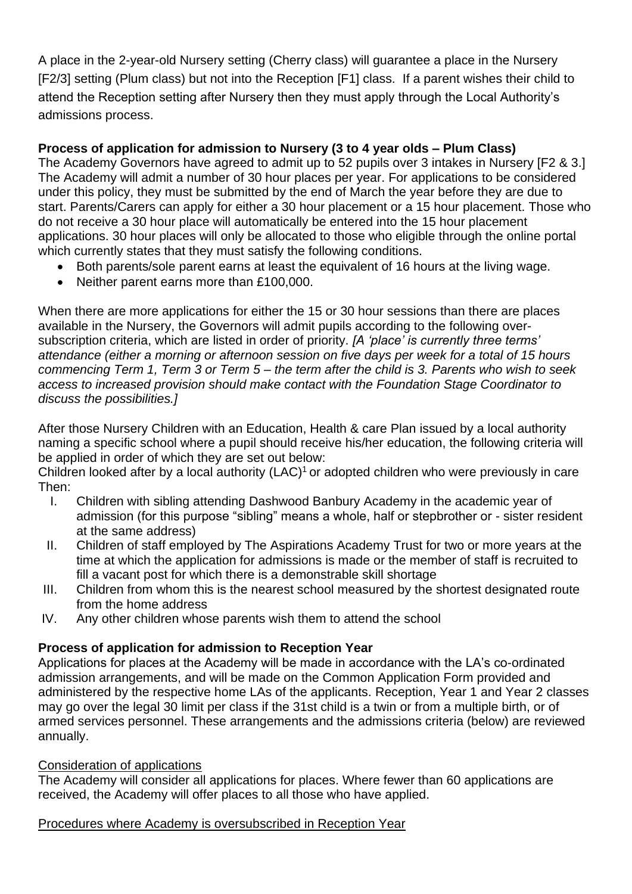A place in the 2-year-old Nursery setting (Cherry class) will guarantee a place in the Nursery [F2/3] setting (Plum class) but not into the Reception [F1] class. If a parent wishes their child to attend the Reception setting after Nursery then they must apply through the Local Authority's admissions process.

**Process of application for admission to Nursery (3 to 4 year olds – Plum Class)**

The Academy Governors have agreed to admit up to 52 pupils over 3 intakes in Nursery [F2 & 3.] The Academy will admit a number of 30 hour places per year. For applications to be considered under this policy, they must be submitted by the end of March the year before they are due to start. Parents/Carers can apply for either a 30 hour placement or a 15 hour placement. Those who do not receive a 30 hour place will automatically be entered into the 15 hour placement applications. 30 hour places will only be allocated to those who eligible through the online portal which currently states that they must satisfy the following conditions.

- Both parents/sole parent earns at least the equivalent of 16 hours at the living wage.
- Neither parent earns more than £100,000.

When there are more applications for either the 15 or 30 hour sessions than there are places available in the Nursery, the Governors will admit pupils according to the following over-subscription criteria, which are listed in order of priority. *[A 'place' is currently three terms' attendance (either a morning or afternoon session on five days per week for a total of 15 hours commencing Term 1, Term 3 or Term 5 – the term after the child is 3. Parents who wish to seek access to increased provision should make contact with the Foundation Stage Coordinator to discuss the possibilities.]*

After those Nursery Children with an Education, Health & care Plan issued by a local authority naming a specific school where a pupil should receive his/her education, the following criteria will be applied in order of which they are set out below:

Children looked after by a local authority (LAC)[1] or adopted children who were previously in care Then:

I. Children with sibling attending Dashwood Banbury Academy in the academic year of admission (for this purpose "sibling" means a whole, half or stepbrother or - sister resident at the same address)
II. Children of staff employed by The Aspirations Academy Trust for two or more years at the time at which the application for admissions is made or the member of staff is recruited to fill a vacant post for which there is a demonstrable skill shortage
III. Children from whom this is the nearest school measured by the shortest designated route from the home address
IV. Any other children whose parents wish them to attend the school

**Process of application for admission to Reception Year**

Applications for places at the Academy will be made in accordance with the LA's co-ordinated admission arrangements, and will be made on the Common Application Form provided and administered by the respective home LAs of the applicants. Reception, Year 1 and Year 2 classes may go over the legal 30 limit per class if the 31st child is a twin or from a multiple birth, or of armed services personnel. These arrangements and the admissions criteria (below) are reviewed annually.

<u>Consideration of applications</u>

The Academy will consider all applications for places. Where fewer than 60 applications are received, the Academy will offer places to all those who have applied.

<u>Procedures where Academy is oversubscribed in Reception Year</u>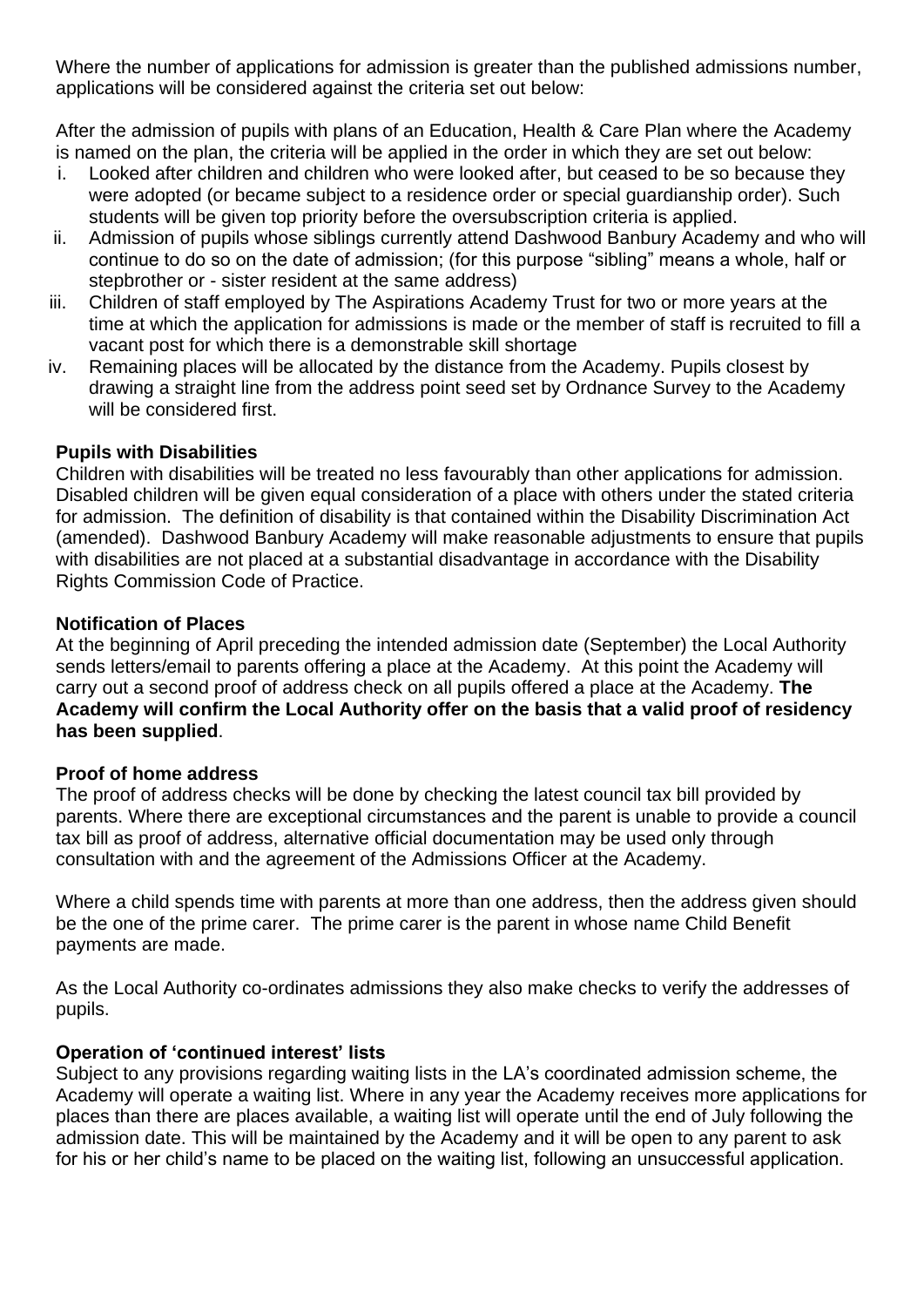Where the number of applications for admission is greater than the published admissions number, applications will be considered against the criteria set out below:

After the admission of pupils with plans of an Education, Health & Care Plan where the Academy is named on the plan, the criteria will be applied in the order in which they are set out below:

i. Looked after children and children who were looked after, but ceased to be so because they were adopted (or became subject to a residence order or special guardianship order). Such students will be given top priority before the oversubscription criteria is applied.
ii. Admission of pupils whose siblings currently attend Dashwood Banbury Academy and who will continue to do so on the date of admission; (for this purpose "sibling" means a whole, half or stepbrother or - sister resident at the same address)
iii. Children of staff employed by The Aspirations Academy Trust for two or more years at the time at which the application for admissions is made or the member of staff is recruited to fill a vacant post for which there is a demonstrable skill shortage
iv. Remaining places will be allocated by the distance from the Academy. Pupils closest by drawing a straight line from the address point seed set by Ordnance Survey to the Academy will be considered first.

**Pupils with Disabilities**

Children with disabilities will be treated no less favourably than other applications for admission. Disabled children will be given equal consideration of a place with others under the stated criteria for admission. The definition of disability is that contained within the Disability Discrimination Act (amended). Dashwood Banbury Academy will make reasonable adjustments to ensure that pupils with disabilities are not placed at a substantial disadvantage in accordance with the Disability Rights Commission Code of Practice.

**Notification of Places**

At the beginning of April preceding the intended admission date (September) the Local Authority sends letters/email to parents offering a place at the Academy. At this point the Academy will carry out a second proof of address check on all pupils offered a place at the Academy. **The Academy will confirm the Local Authority offer on the basis that a valid proof of residency has been supplied**.

**Proof of home address**

The proof of address checks will be done by checking the latest council tax bill provided by parents. Where there are exceptional circumstances and the parent is unable to provide a council tax bill as proof of address, alternative official documentation may be used only through consultation with and the agreement of the Admissions Officer at the Academy.

Where a child spends time with parents at more than one address, then the address given should be the one of the prime carer. The prime carer is the parent in whose name Child Benefit payments are made.

As the Local Authority co-ordinates admissions they also make checks to verify the addresses of pupils.

**Operation of 'continued interest' lists**

Subject to any provisions regarding waiting lists in the LA's coordinated admission scheme, the Academy will operate a waiting list. Where in any year the Academy receives more applications for places than there are places available, a waiting list will operate until the end of July following the admission date. This will be maintained by the Academy and it will be open to any parent to ask for his or her child's name to be placed on the waiting list, following an unsuccessful application.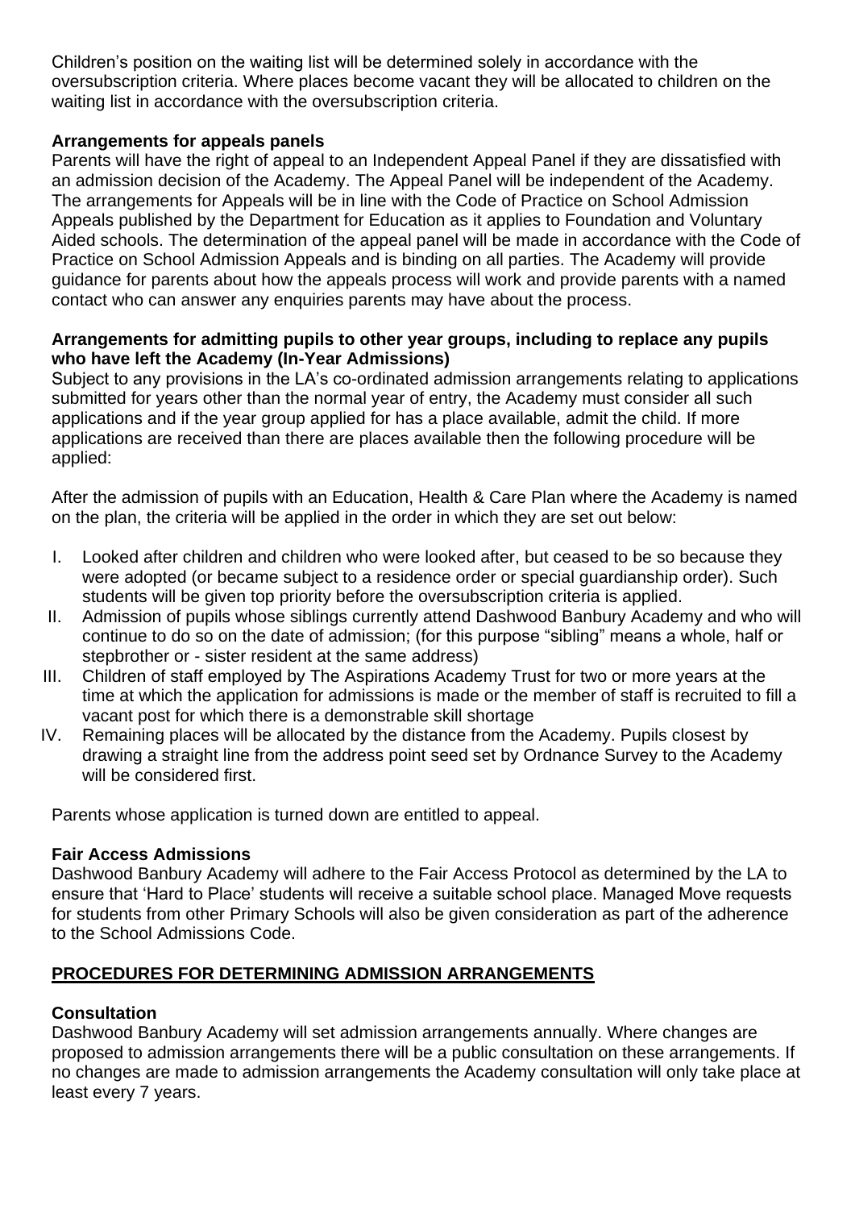Children's position on the waiting list will be determined solely in accordance with the oversubscription criteria. Where places become vacant they will be allocated to children on the waiting list in accordance with the oversubscription criteria.

**Arrangements for appeals panels**

Parents will have the right of appeal to an Independent Appeal Panel if they are dissatisfied with an admission decision of the Academy. The Appeal Panel will be independent of the Academy. The arrangements for Appeals will be in line with the Code of Practice on School Admission Appeals published by the Department for Education as it applies to Foundation and Voluntary Aided schools. The determination of the appeal panel will be made in accordance with the Code of Practice on School Admission Appeals and is binding on all parties. The Academy will provide guidance for parents about how the appeals process will work and provide parents with a named contact who can answer any enquiries parents may have about the process.

**Arrangements for admitting pupils to other year groups, including to replace any pupils who have left the Academy (In-Year Admissions)**

Subject to any provisions in the LA's co-ordinated admission arrangements relating to applications submitted for years other than the normal year of entry, the Academy must consider all such applications and if the year group applied for has a place available, admit the child. If more applications are received than there are places available then the following procedure will be applied:

After the admission of pupils with an Education, Health & Care Plan where the Academy is named on the plan, the criteria will be applied in the order in which they are set out below:

I. Looked after children and children who were looked after, but ceased to be so because they were adopted (or became subject to a residence order or special guardianship order). Such students will be given top priority before the oversubscription criteria is applied.
II. Admission of pupils whose siblings currently attend Dashwood Banbury Academy and who will continue to do so on the date of admission; (for this purpose "sibling" means a whole, half or stepbrother or - sister resident at the same address)
III. Children of staff employed by The Aspirations Academy Trust for two or more years at the time at which the application for admissions is made or the member of staff is recruited to fill a vacant post for which there is a demonstrable skill shortage
IV. Remaining places will be allocated by the distance from the Academy. Pupils closest by drawing a straight line from the address point seed set by Ordnance Survey to the Academy will be considered first.

Parents whose application is turned down are entitled to appeal.

**Fair Access Admissions**

Dashwood Banbury Academy will adhere to the Fair Access Protocol as determined by the LA to ensure that 'Hard to Place' students will receive a suitable school place. Managed Move requests for students from other Primary Schools will also be given consideration as part of the adherence to the School Admissions Code.

## PROCEDURES FOR DETERMINING ADMISSION ARRANGEMENTS

**Consultation**

Dashwood Banbury Academy will set admission arrangements annually. Where changes are proposed to admission arrangements there will be a public consultation on these arrangements. If no changes are made to admission arrangements the Academy consultation will only take place at least every 7 years.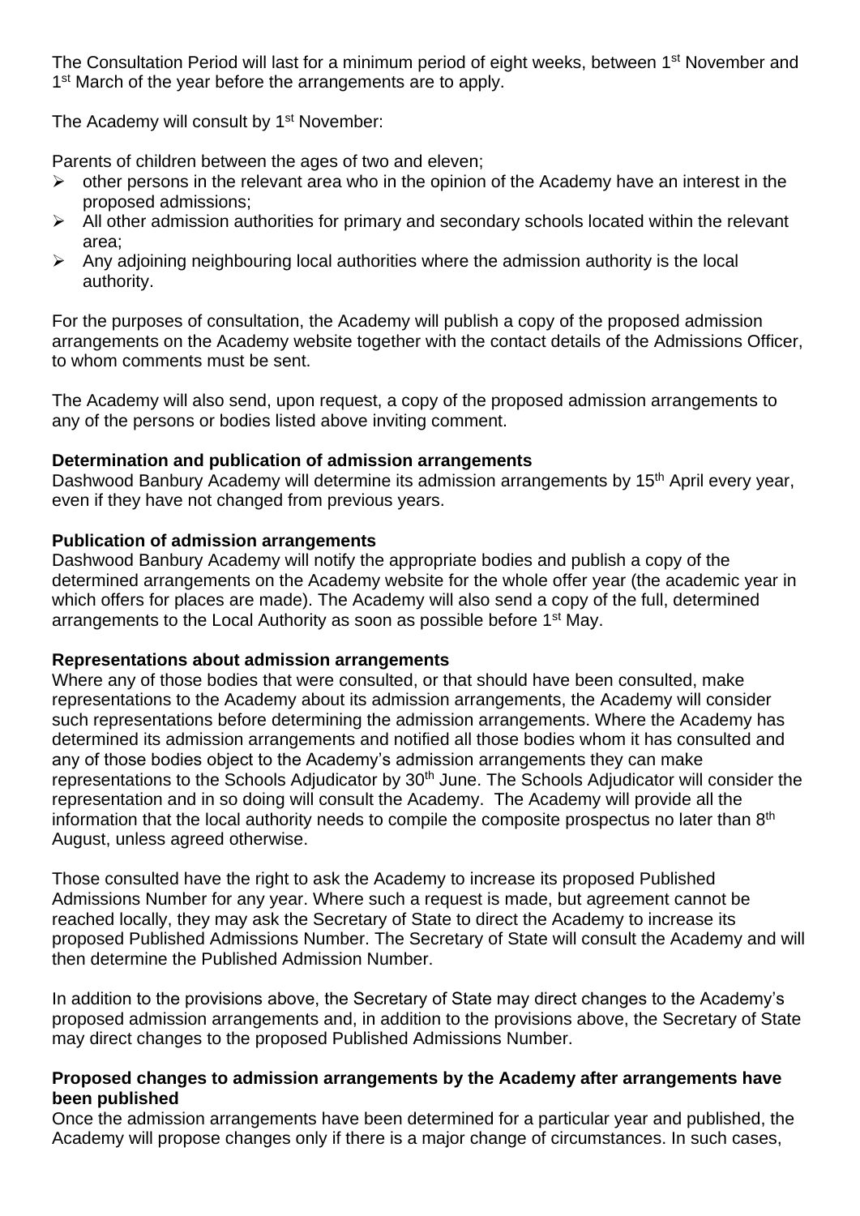The Consultation Period will last for a minimum period of eight weeks, between 1st November and 1st March of the year before the arrangements are to apply.

The Academy will consult by 1st November:

Parents of children between the ages of two and eleven;

- other persons in the relevant area who in the opinion of the Academy have an interest in the proposed admissions;
- All other admission authorities for primary and secondary schools located within the relevant area;
- Any adjoining neighbouring local authorities where the admission authority is the local authority.

For the purposes of consultation, the Academy will publish a copy of the proposed admission arrangements on the Academy website together with the contact details of the Admissions Officer, to whom comments must be sent.

The Academy will also send, upon request, a copy of the proposed admission arrangements to any of the persons or bodies listed above inviting comment.

**Determination and publication of admission arrangements**
Dashwood Banbury Academy will determine its admission arrangements by 15th April every year, even if they have not changed from previous years.

**Publication of admission arrangements**
Dashwood Banbury Academy will notify the appropriate bodies and publish a copy of the determined arrangements on the Academy website for the whole offer year (the academic year in which offers for places are made). The Academy will also send a copy of the full, determined arrangements to the Local Authority as soon as possible before 1st May.

**Representations about admission arrangements**
Where any of those bodies that were consulted, or that should have been consulted, make representations to the Academy about its admission arrangements, the Academy will consider such representations before determining the admission arrangements. Where the Academy has determined its admission arrangements and notified all those bodies whom it has consulted and any of those bodies object to the Academy's admission arrangements they can make representations to the Schools Adjudicator by 30th June. The Schools Adjudicator will consider the representation and in so doing will consult the Academy. The Academy will provide all the information that the local authority needs to compile the composite prospectus no later than 8th August, unless agreed otherwise.

Those consulted have the right to ask the Academy to increase its proposed Published Admissions Number for any year. Where such a request is made, but agreement cannot be reached locally, they may ask the Secretary of State to direct the Academy to increase its proposed Published Admissions Number. The Secretary of State will consult the Academy and will then determine the Published Admission Number.

In addition to the provisions above, the Secretary of State may direct changes to the Academy's proposed admission arrangements and, in addition to the provisions above, the Secretary of State may direct changes to the proposed Published Admissions Number.

**Proposed changes to admission arrangements by the Academy after arrangements have been published**
Once the admission arrangements have been determined for a particular year and published, the Academy will propose changes only if there is a major change of circumstances. In such cases,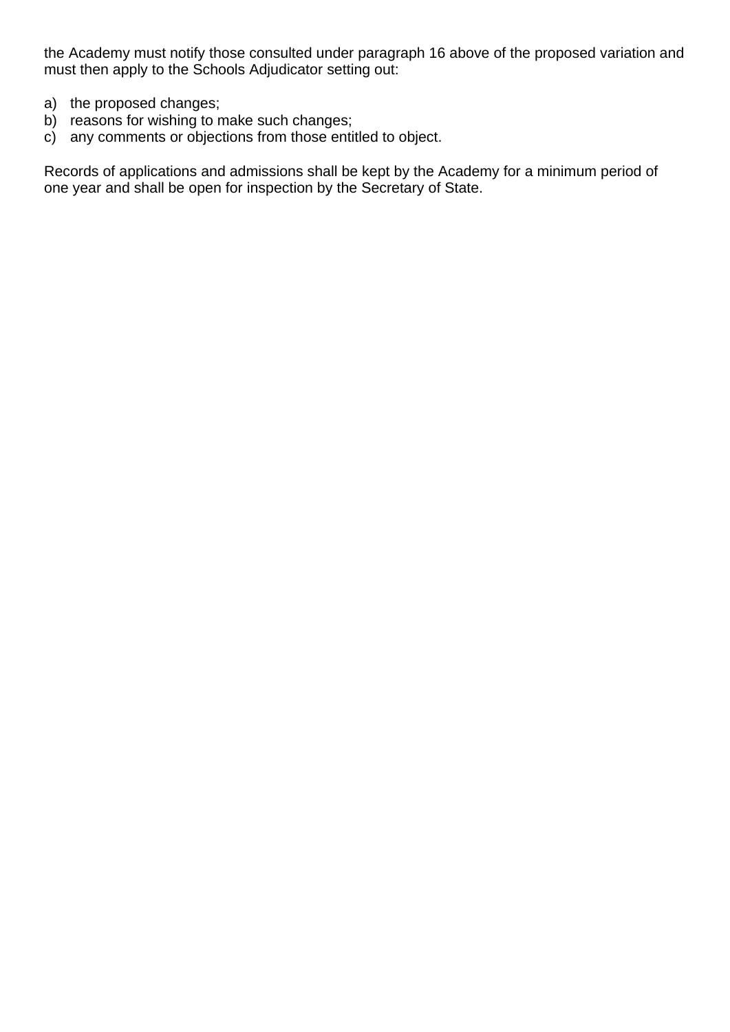the Academy must notify those consulted under paragraph 16 above of the proposed variation and must then apply to the Schools Adjudicator setting out:

a) the proposed changes;
b) reasons for wishing to make such changes;
c) any comments or objections from those entitled to object.

Records of applications and admissions shall be kept by the Academy for a minimum period of one year and shall be open for inspection by the Secretary of State.